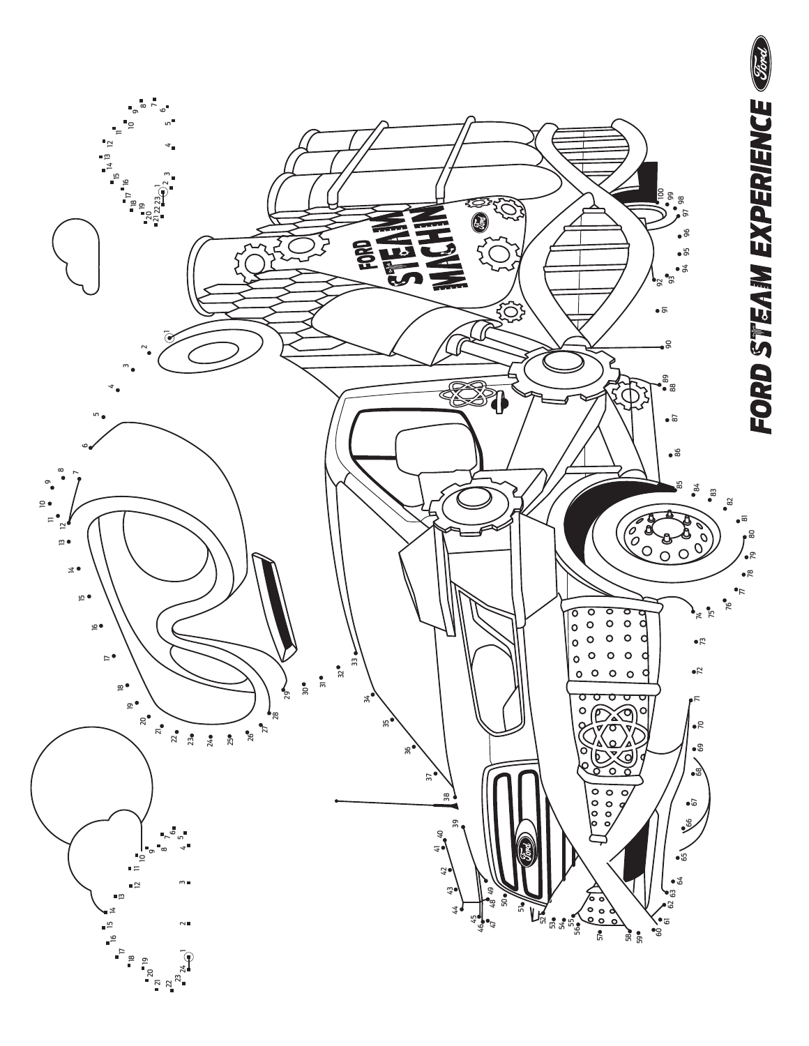# FORD STEAM EXPERIENCE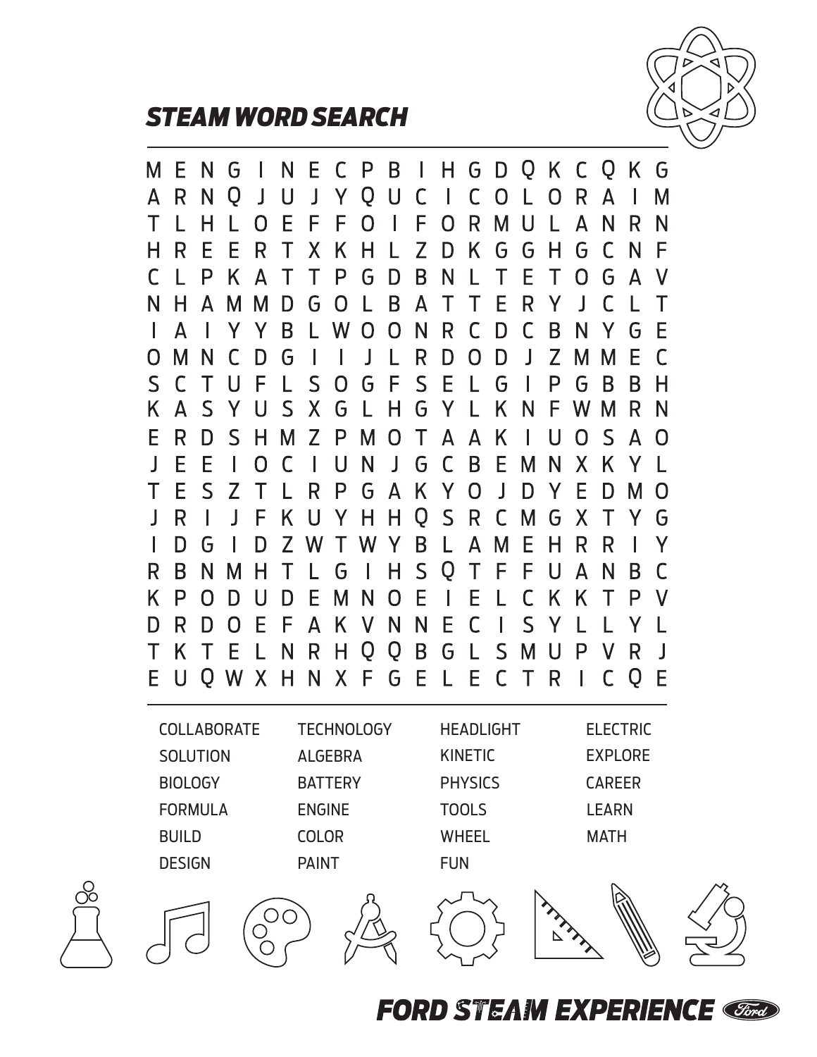# STEAM WORD SEARCH

```
M E N G I N E C P B I H G D Q K C Q K G
A R N Q J U J Y Q U C I C O L O R A I M
T L H L O E F F O I F O R M U L A N R N
H R E E R T X K H L Z D K G G H G C N F
C L P K A T T P G D B N L T E T O G A V
N H A M M D G O L B A T T E R Y J C L T
I A I Y Y B L W O O N R C D C B N Y G E
O M N C D G I I J L R D O D J Z M M E C
S C T U F L S O G F S E L G I P G B B H
K A S Y U S X G L H G Y L K N F W M R N
E R D S H M Z P M O T A A K I U O S A O
J E E I O C I U N J G C B E M N X K Y L
T E S Z T L R P G A K Y O J D Y E D M O
J R I J F K U Y H H Q S R C M G X T Y G
I D G I D Z W T W Y B L A M E H R R I Y
R B N M H T L G I H S Q T F F U A N B C
K P O D U D E M N O E I E L C K K T P V
D R D O E F A K V N N E C I S Y L L Y L
T K T E L N R H Q Q B G L S M U P V R J
E U Q W X H N X F G E L E C T R I C Q E
```

| | | | |
|---|---|---|---|
| COLLABORATE | TECHNOLOGY | HEADLIGHT | ELECTRIC |
| SOLUTION | ALGEBRA | KINETIC | EXPLORE |
| BIOLOGY | BATTERY | PHYSICS | CAREER |
| FORMULA | ENGINE | TOOLS | LEARN |
| BUILD | COLOR | WHEEL | MATH |
| DESIGN | PAINT | FUN | |

**FORD STEAM EXPERIENCE**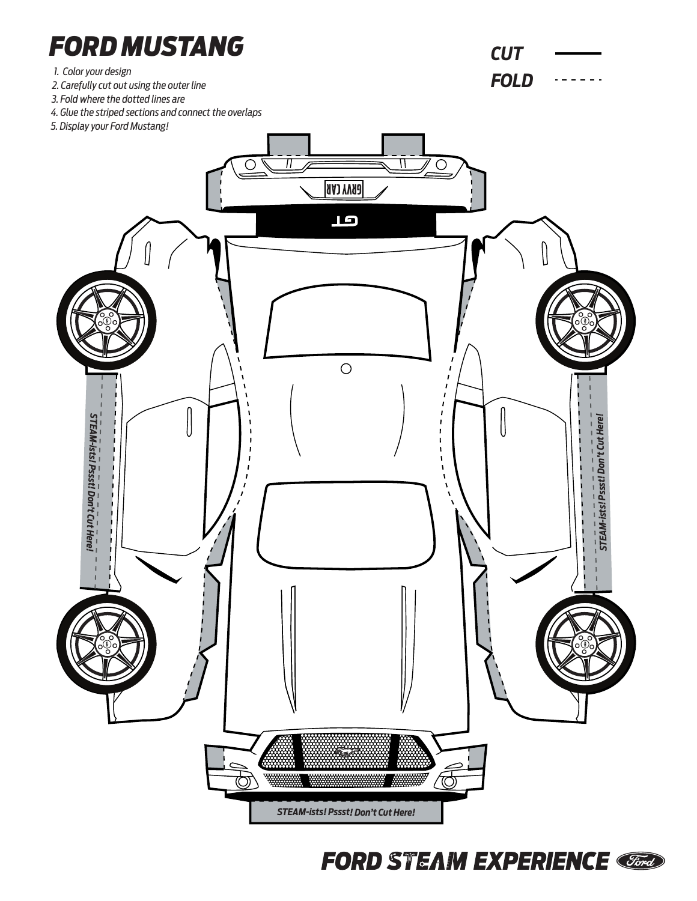# FORD MUSTANG

1. Color your design
2. Carefully cut out using the outer line
3. Fold where the dotted lines are
4. Glue the striped sections and connect the overlaps
5. Display your Ford Mustang!

**CUT** ———

**FOLD** - - - - - -

GRVY CAR

GT

STEAM-ists! Pssst! Don't Cut Here!

STEAM-ists! Pssst! Don't Cut Here!

STEAM-ists! Pssst! Don't Cut Here!

**FORD STEAM EXPERIENCE**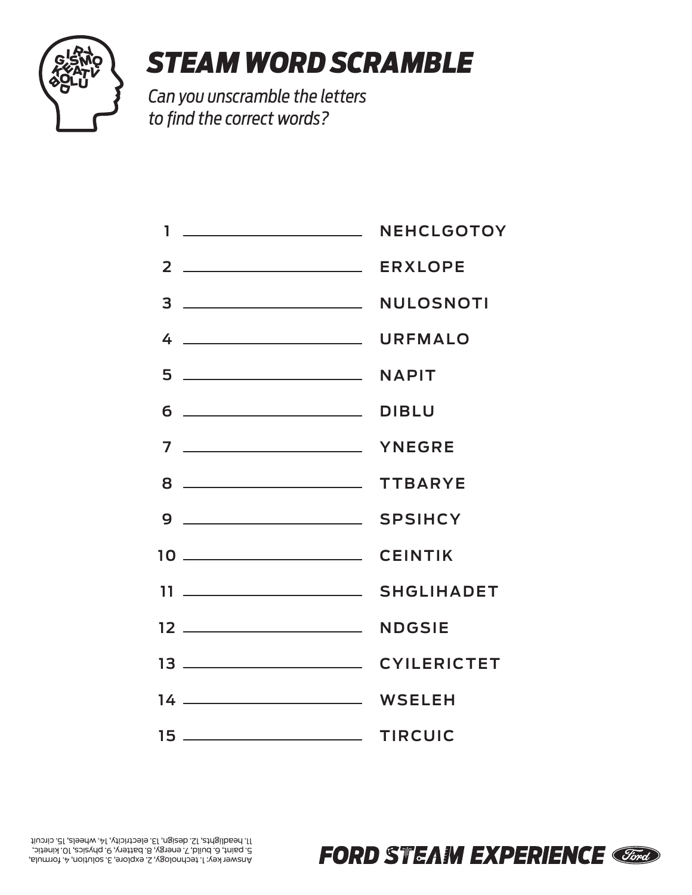# STEAM WORD SCRAMBLE

*Can you unscramble the letters to find the correct words?*

1. ______________________ NEHCLGOTOY
2. ______________________ ERXLOPE
3. ______________________ NULOSNOTI
4. ______________________ URFMALO
5. ______________________ NAPIT
6. ______________________ DIBLU
7. ______________________ YNEGRE
8. ______________________ TTBARYE
9. ______________________ SPSIHCY
10. ______________________ CEINTIK
11. ______________________ SHGLIHADET
12. ______________________ NDGSIE
13. ______________________ CYILERICTET
14. ______________________ WSELEH
15. ______________________ TIRCUIC

Answer key: 1. technology, 2. explore, 3. solution, 4. formula, 5. paint, 6. build, 7. energy, 8. battery, 9. physics, 10. kinetic, 11. headlights, 12. design, 13. electricity, 14. wheels, 15. circuit

FORD STEAM EXPERIENCE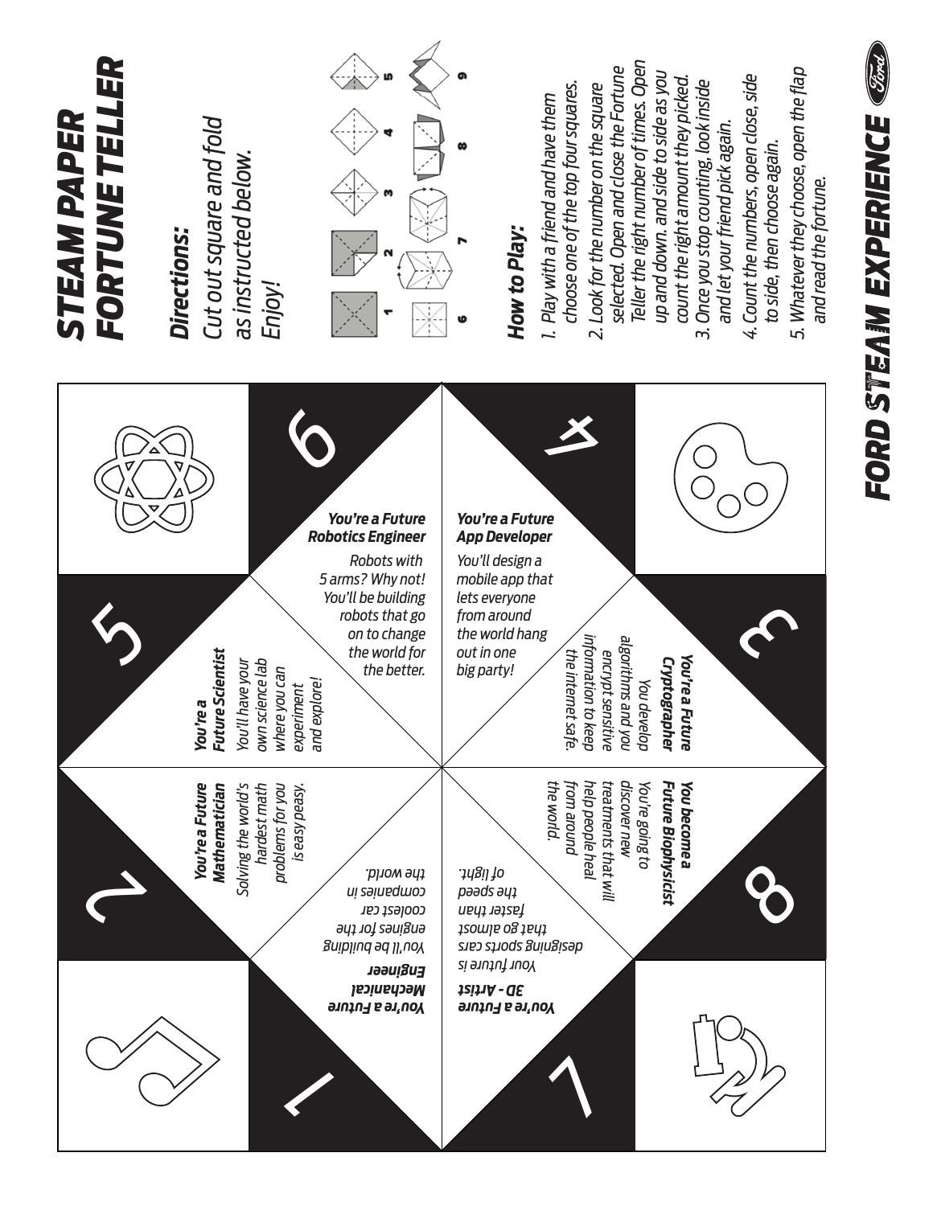# STEAM PAPER FORTUNE TELLER

### Directions:

*Cut out square and fold as instructed below. Enjoy!*

1 2 3 4 5

6 7 8 9

### How to Play:

1. *Play with a friend and have them choose one of the top four squares.*
2. *Look for the number on the square selected. Open and close the Fortune Teller the right number of times. Open up and down, and side to side as you count the right amount they picked.*
3. *Once you stop counting, look inside and let your friend pick again.*
4. *Count the numbers, open close, side to side, then choose again.*
5. *Whatever they choose, open the flap and read the fortune.*

---

1

2

**You're a Future Mathematician**
*Solving the world's hardest math problems for you is easy peasy.*

**You're a Future Mechanical Engineer**
*You'll be building engines for the coolest car companies in the world.*

5

**You're a Future Scientist**
*You'll have your own science lab where you can experiment and explore!*

6

**You're a Future Robotics Engineer**
*Robots with 5 arms? Why not! You'll be building robots that go on to change the world for the better.*

4

**You're a Future App Developer**
*You'll design a mobile app that lets everyone from around the world hang out in one big party!*

3

**You're a Future Cryptographer**
*You develop algorithms and you encrypt sensitive information to keep the internet safe.*

8

**You become a Future Biophysicist**
*You're going to discover new treatments that will help people heal from around the world.*

7

**You're a Future 3D - Artist**
*Your future is designing sports cars that go almost faster than the speed of light.*

---

**FORD STEAM EXPERIENCE**